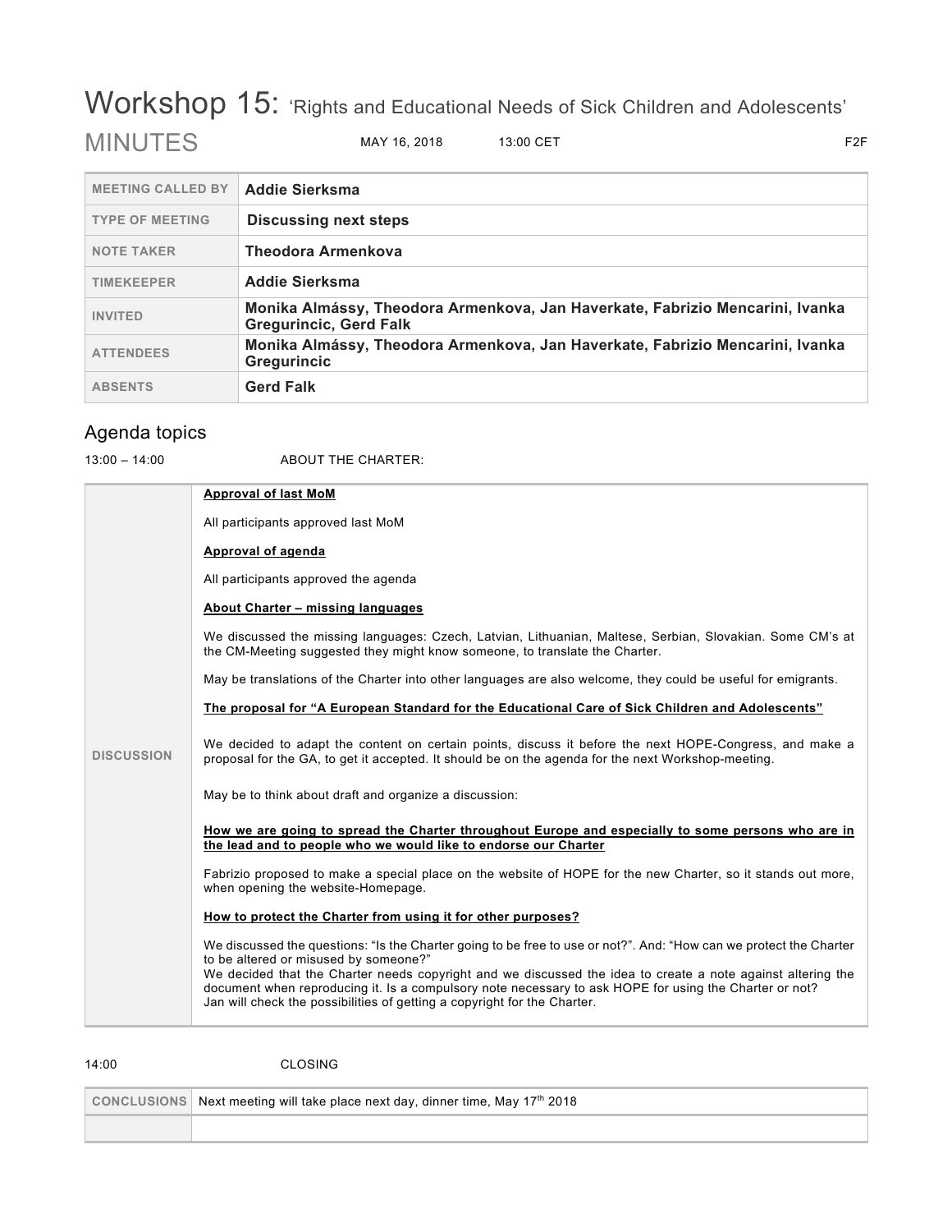# Workshop 15: 'Rights and Educational Needs of Sick Children and Adolescents'

MINUTES | MAY 16, 2018 | 13:00 CET | F2F

| | |
|---|---|
| **MEETING CALLED BY** | **Addie Sierksma** |
| **TYPE OF MEETING** | **Discussing next steps** |
| **NOTE TAKER** | **Theodora Armenkova** |
| **TIMEKEEPER** | **Addie Sierksma** |
| **INVITED** | **Monika Almássy, Theodora Armenkova, Jan Haverkate, Fabrizio Mencarini, Ivanka Gregurincic, Gerd Falk** |
| **ATTENDEES** | **Monika Almássy, Theodora Armenkova, Jan Haverkate, Fabrizio Mencarini, Ivanka Gregurincic** |
| **ABSENTS** | **Gerd Falk** |

## Agenda topics

13:00 – 14:00 ABOUT THE CHARTER:

**DISCUSSION**

**Approval of last MoM**

All participants approved last MoM

**Approval of agenda**

All participants approved the agenda

**About Charter – missing languages**

We discussed the missing languages: Czech, Latvian, Lithuanian, Maltese, Serbian, Slovakian. Some CM's at the CM-Meeting suggested they might know someone, to translate the Charter.

May be translations of the Charter into other languages are also welcome, they could be useful for emigrants.

**The proposal for "A European Standard for the Educational Care of Sick Children and Adolescents"**

We decided to adapt the content on certain points, discuss it before the next HOPE-Congress, and make a proposal for the GA, to get it accepted. It should be on the agenda for the next Workshop-meeting.

May be to think about draft and organize a discussion:

**How we are going to spread the Charter throughout Europe and especially to some persons who are in the lead and to people who we would like to endorse our Charter**

Fabrizio proposed to make a special place on the website of HOPE for the new Charter, so it stands out more, when opening the website-Homepage.

**How to protect the Charter from using it for other purposes?**

We discussed the questions: "Is the Charter going to be free to use or not?". And: "How can we protect the Charter to be altered or misused by someone?"
We decided that the Charter needs copyright and we discussed the idea to create a note against altering the document when reproducing it. Is a compulsory note necessary to ask HOPE for using the Charter or not?
Jan will check the possibilities of getting a copyright for the Charter.

14:00 CLOSING

| | |
|---|---|
| **CONCLUSIONS** | Next meeting will take place next day, dinner time, May 17th 2018 |
| | |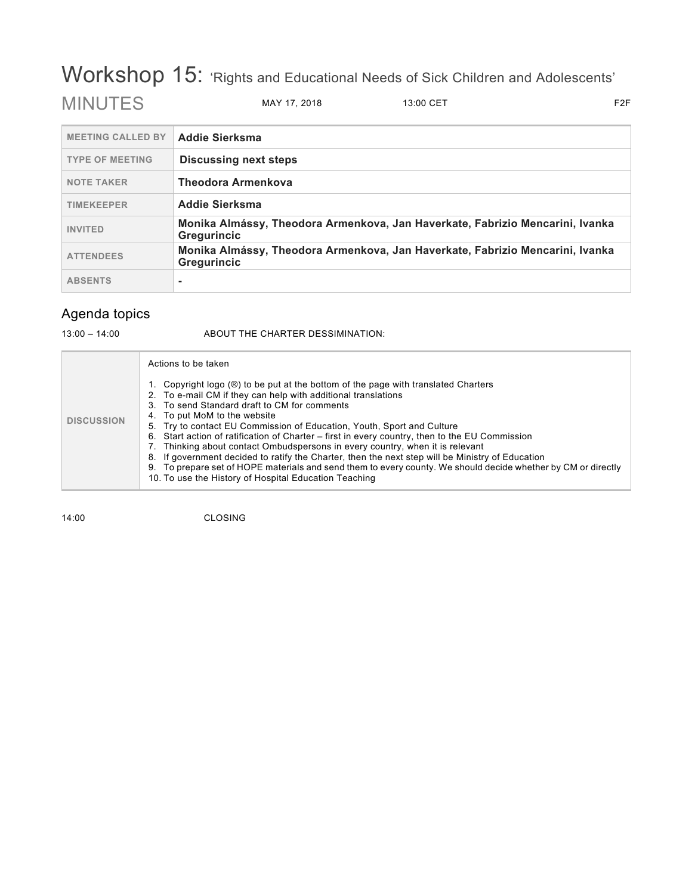# Workshop 15: 'Rights and Educational Needs of Sick Children and Adolescents'

MINUTES    MAY 17, 2018    13:00 CET    F2F

| | |
|---|---|
| MEETING CALLED BY | **Addie Sierksma** |
| TYPE OF MEETING | **Discussing next steps** |
| NOTE TAKER | **Theodora Armenkova** |
| TIMEKEEPER | **Addie Sierksma** |
| INVITED | **Monika Almássy, Theodora Armenkova, Jan Haverkate, Fabrizio Mencarini, Ivanka Gregurincic** |
| ATTENDEES | **Monika Almássy, Theodora Armenkova, Jan Haverkate, Fabrizio Mencarini, Ivanka Gregurincic** |
| ABSENTS | **-** |

## Agenda topics

13:00 – 14:00    ABOUT THE CHARTER DESSIMINATION:

| | |
|---|---|
| DISCUSSION | Actions to be taken<br><br>1. Copyright logo (®) to be put at the bottom of the page with translated Charters<br>2. To e-mail CM if they can help with additional translations<br>3. To send Standard draft to CM for comments<br>4. To put MoM to the website<br>5. Try to contact EU Commission of Education, Youth, Sport and Culture<br>6. Start action of ratification of Charter – first in every country, then to the EU Commission<br>7. Thinking about contact Ombudspersons in every country, when it is relevant<br>8. If government decided to ratify the Charter, then the next step will be Ministry of Education<br>9. To prepare set of HOPE materials and send them to every county. We should decide whether by CM or directly<br>10. To use the History of Hospital Education Teaching |

14:00    CLOSING